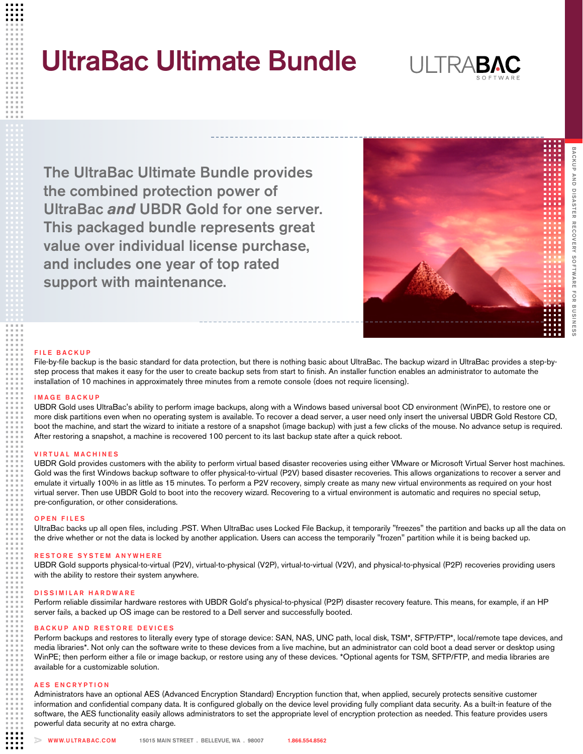# UltraBac Ultimate Bundle

ULTRABAC SOFTWARE

BACKUP AND DISASTER RECOVERY SOFTWARE FOR BUSINESS

**The UltraBac Ultimate Bundle provides the combined protection power of UltraBac *and* UBDR Gold for one server. This packaged bundle represents great value over individual license purchase, and includes one year of top rated support with maintenance.**

## FILE BACKUP

File-by-file backup is the basic standard for data protection, but there is nothing basic about UltraBac. The backup wizard in UltraBac provides a step-by-step process that makes it easy for the user to create backup sets from start to finish. An installer function enables an administrator to automate the installation of 10 machines in approximately three minutes from a remote console (does not require licensing).

## IMAGE BACKUP

UBDR Gold uses UltraBac's ability to perform image backups, along with a Windows based universal boot CD environment (WinPE), to restore one or more disk partitions even when no operating system is available. To recover a dead server, a user need only insert the universal UBDR Gold Restore CD, boot the machine, and start the wizard to initiate a restore of a snapshot (image backup) with just a few clicks of the mouse. No advance setup is required. After restoring a snapshot, a machine is recovered 100 percent to its last backup state after a quick reboot.

## VIRTUAL MACHINES

UBDR Gold provides customers with the ability to perform virtual based disaster recoveries using either VMware or Microsoft Virtual Server host machines. Gold was the first Windows backup software to offer physical-to-virtual (P2V) based disaster recoveries. This allows organizations to recover a server and emulate it virtually 100% in as little as 15 minutes. To perform a P2V recovery, simply create as many new virtual environments as required on your host virtual server. Then use UBDR Gold to boot into the recovery wizard. Recovering to a virtual environment is automatic and requires no special setup, pre-configuration, or other considerations.

## OPEN FILES

UltraBac backs up all open files, including .PST. When UltraBac uses Locked File Backup, it temporarily "freezes" the partition and backs up all the data on the drive whether or not the data is locked by another application. Users can access the temporarily "frozen" partition while it is being backed up.

## RESTORE SYSTEM ANYWHERE

UBDR Gold supports physical-to-virtual (P2V), virtual-to-physical (V2P), virtual-to-virtual (V2V), and physical-to-physical (P2P) recoveries providing users with the ability to restore their system anywhere.

## DISSIMILAR HARDWARE

Perform reliable dissimilar hardware restores with UBDR Gold's physical-to-physical (P2P) disaster recovery feature. This means, for example, if an HP server fails, a backed up OS image can be restored to a Dell server and successfully booted.

## BACKUP AND RESTORE DEVICES

Perform backups and restores to literally every type of storage device: SAN, NAS, UNC path, local disk, TSM*, SFTP/FTP*, local/remote tape devices, and media libraries*. Not only can the software write to these devices from a live machine, but an administrator can cold boot a dead server or desktop using WinPE; then perform either a file or image backup, or restore using any of these devices. *Optional agents for TSM, SFTP/FTP, and media libraries are available for a customizable solution.

## AES ENCRYPTION

Administrators have an optional AES (Advanced Encryption Standard) Encryption function that, when applied, securely protects sensitive customer information and confidential company data. It is configured globally on the device level providing fully compliant data security. As a built-in feature of the software, the AES functionality easily allows administrators to set the appropriate level of encryption protection as needed. This feature provides users powerful data security at no extra charge.

WWW.ULTRABAC.COM   15015 MAIN STREET . BELLEVUE, WA . 98007   1.866.554.8562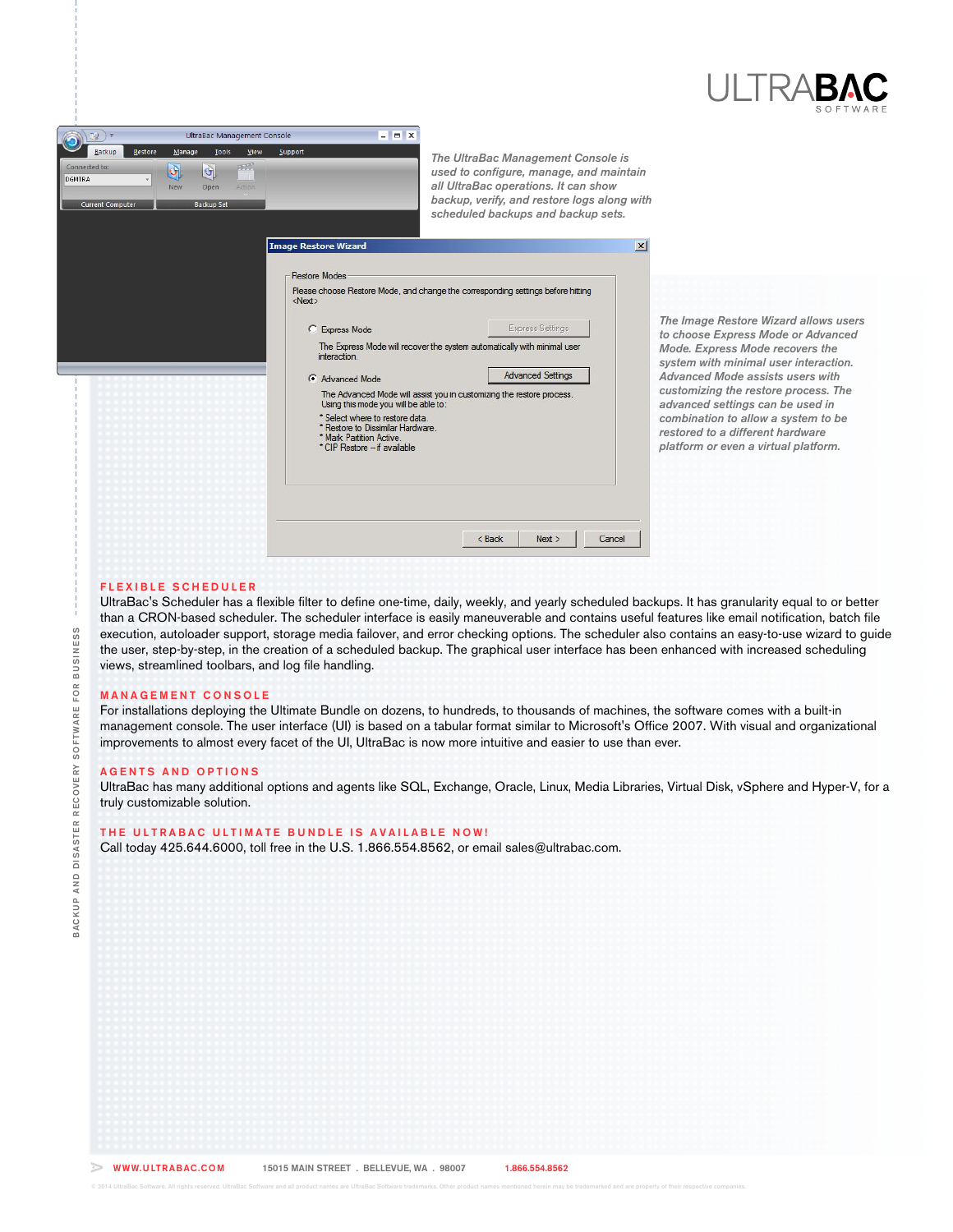The UltraBac Management Console is used to configure, manage, and maintain all UltraBac operations. It can show backup, verify, and restore logs along with scheduled backups and backup sets.

The Image Restore Wizard allows users to choose Express Mode or Advanced Mode. Express Mode recovers the system with minimal user interaction. Advanced Mode assists users with customizing the restore process. The advanced settings can be used in combination to allow a system to be restored to a different hardware platform or even a virtual platform.

## FLEXIBLE SCHEDULER

UltraBac's Scheduler has a flexible filter to define one-time, daily, weekly, and yearly scheduled backups. It has granularity equal to or better than a CRON-based scheduler. The scheduler interface is easily maneuverable and contains useful features like email notification, batch file execution, autoloader support, storage media failover, and error checking options. The scheduler also contains an easy-to-use wizard to guide the user, step-by-step, in the creation of a scheduled backup. The graphical user interface has been enhanced with increased scheduling views, streamlined toolbars, and log file handling.

## MANAGEMENT CONSOLE

For installations deploying the Ultimate Bundle on dozens, to hundreds, to thousands of machines, the software comes with a built-in management console. The user interface (UI) is based on a tabular format similar to Microsoft's Office 2007. With visual and organizational improvements to almost every facet of the UI, UltraBac is now more intuitive and easier to use than ever.

## AGENTS AND OPTIONS

UltraBac has many additional options and agents like SQL, Exchange, Oracle, Linux, Media Libraries, Virtual Disk, vSphere and Hyper-V, for a truly customizable solution.

## THE ULTRABAC ULTIMATE BUNDLE IS AVAILABLE NOW!

Call today 425.644.6000, toll free in the U.S. 1.866.554.8562, or email sales@ultrabac.com.

WWW.ULTRABAC.COM 15015 MAIN STREET . BELLEVUE, WA . 98007 1.866.554.8562

© 2014 UltraBac Software. All rights reserved. UltraBac Software and all product names are UltraBac Software trademarks. Other product names mentioned herein may be trademarked and are property of their respective companies.